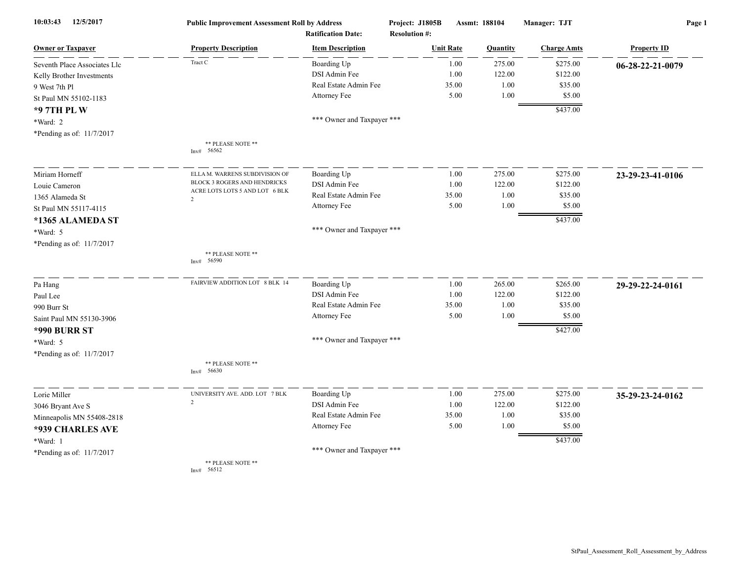**10:03:43 12/5/2017** **Public Improvement Assessment Roll by Address** **Project: J1805B** **Assmt: 188104** **Manager: TJT**

**Ratification Date:** **Resolution #:**

| Owner or Taxpayer | Property Description | Item Description | Unit Rate | Quantity | Charge Amts | Property ID |
|---|---|---|---|---|---|---|
| Seventh Place Associates Llc<br>Kelly Brother Investments<br>9 West 7th Pl<br>St Paul MN 55102-1183<br>**\*9 7TH PL W**<br>\*Ward: 2<br>\*Pending as of: 11/7/2017 | Tract C<br><br>** PLEASE NOTE **<br>Inv# 56562 | Boarding Up<br>DSI Admin Fee<br>Real Estate Admin Fee<br>Attorney Fee<br><br>*** Owner and Taxpayer *** | 1.00<br>1.00<br>35.00<br>5.00 | 275.00<br>122.00<br>1.00<br>1.00 | $275.00<br>$122.00<br>$35.00<br>$5.00<br>$437.00 | **06-28-22-21-0079** |
| Miriam Horneff<br>Louie Cameron<br>1365 Alameda St<br>St Paul MN 55117-4115<br>**\*1365 ALAMEDA ST**<br>\*Ward: 5<br>\*Pending as of: 11/7/2017 | ELLA M. WARRENS SUBDIVISION OF BLOCK 3 ROGERS AND HENDRICKS ACRE LOTS LOTS 5 AND LOT 6 BLK 2<br><br>** PLEASE NOTE **<br>Inv# 56590 | Boarding Up<br>DSI Admin Fee<br>Real Estate Admin Fee<br>Attorney Fee<br><br>*** Owner and Taxpayer *** | 1.00<br>1.00<br>35.00<br>5.00 | 275.00<br>122.00<br>1.00<br>1.00 | $275.00<br>$122.00<br>$35.00<br>$5.00<br>$437.00 | **23-29-23-41-0106** |
| Pa Hang<br>Paul Lee<br>990 Burr St<br>Saint Paul MN 55130-3906<br>**\*990 BURR ST**<br>\*Ward: 5<br>\*Pending as of: 11/7/2017 | FAIRVIEW ADDITION LOT 8 BLK 14<br><br>** PLEASE NOTE **<br>Inv# 56630 | Boarding Up<br>DSI Admin Fee<br>Real Estate Admin Fee<br>Attorney Fee<br><br>*** Owner and Taxpayer *** | 1.00<br>1.00<br>35.00<br>5.00 | 265.00<br>122.00<br>1.00<br>1.00 | $265.00<br>$122.00<br>$35.00<br>$5.00<br>$427.00 | **29-29-22-24-0161** |
| Lorie Miller<br>3046 Bryant Ave S<br>Minneapolis MN 55408-2818<br>**\*939 CHARLES AVE**<br>\*Ward: 1<br>\*Pending as of: 11/7/2017 | UNIVERSITY AVE. ADD. LOT 7 BLK 2<br><br>** PLEASE NOTE **<br>Inv# 56512 | Boarding Up<br>DSI Admin Fee<br>Real Estate Admin Fee<br>Attorney Fee<br><br>*** Owner and Taxpayer *** | 1.00<br>1.00<br>35.00<br>5.00 | 275.00<br>122.00<br>1.00<br>1.00 | $275.00<br>$122.00<br>$35.00<br>$5.00<br>$437.00 | **35-29-23-24-0162** |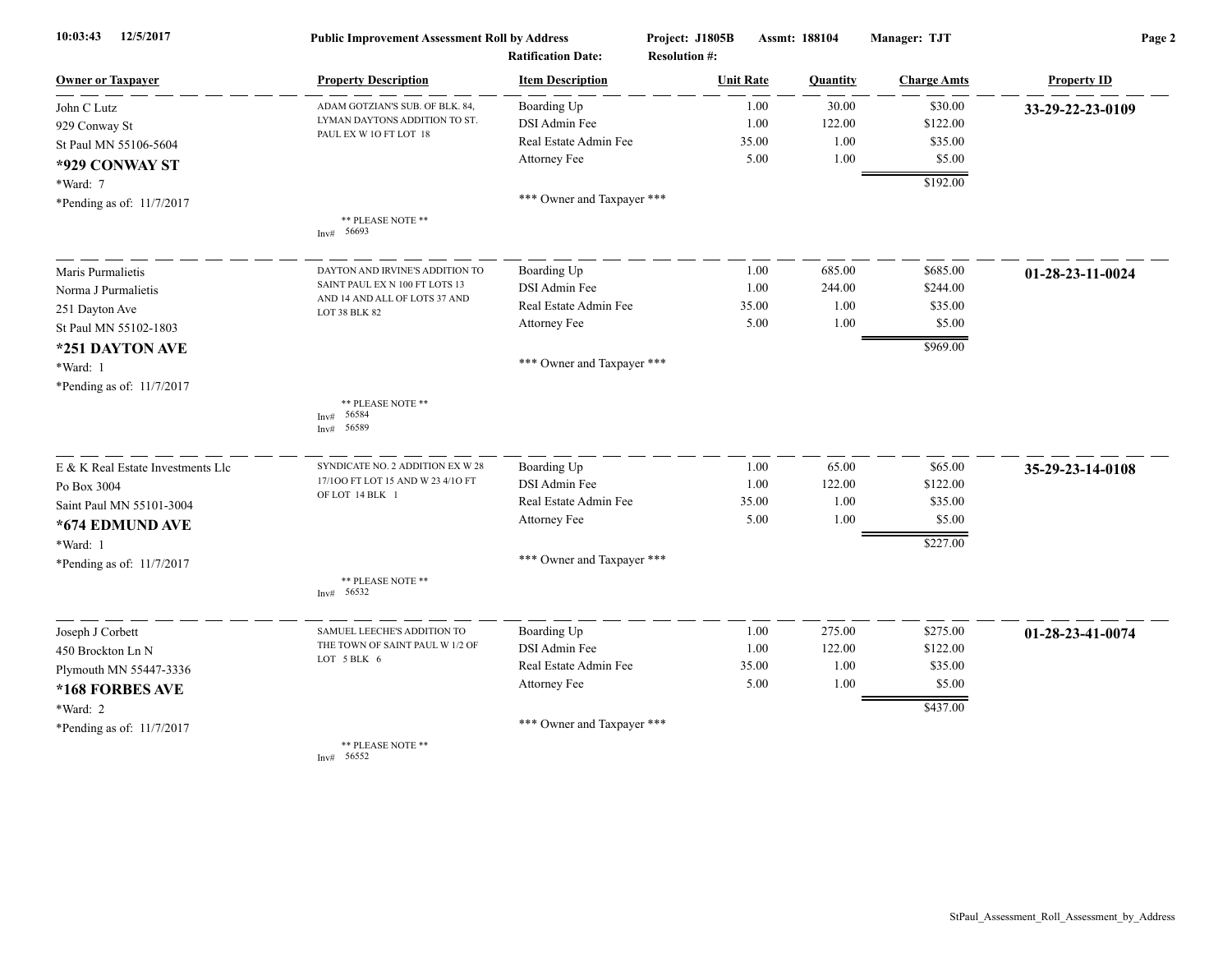**Public Improvement Assessment Roll by Address** — Project: J1805B — Assmt: 188104 — Manager: TJT

Ratification Date: — Resolution #:

| Owner or Taxpayer | Property Description | Item Description | Unit Rate | Quantity | Charge Amts | Property ID |
|---|---|---|---|---|---|---|
| John C Lutz<br>929 Conway St<br>St Paul MN 55106-5604<br>**\*929 CONWAY ST**<br>*Ward: 7<br>*Pending as of: 11/7/2017 | ADAM GOTZIAN'S SUB. OF BLK. 84, LYMAN DAYTONS ADDITION TO ST. PAUL EX W 1O FT LOT 18<br>** PLEASE NOTE **<br>Inv# 56693 | Boarding Up | 1.00 | 30.00 | $30.00 | **33-29-22-23-0109** |
| | | DSI Admin Fee | 1.00 | 122.00 | $122.00 | |
| | | Real Estate Admin Fee | 35.00 | 1.00 | $35.00 | |
| | | Attorney Fee | 5.00 | 1.00 | $5.00 | |
| | | | | | $192.00 | |
| | | *** Owner and Taxpayer *** | | | | |
| Maris Purmalietis<br>Norma J Purmalietis<br>251 Dayton Ave<br>St Paul MN 55102-1803<br>**\*251 DAYTON AVE**<br>*Ward: 1<br>*Pending as of: 11/7/2017 | DAYTON AND IRVINE'S ADDITION TO SAINT PAUL EX N 100 FT LOTS 13 AND 14 AND ALL OF LOTS 37 AND LOT 38 BLK 82<br>** PLEASE NOTE **<br>Inv# 56584<br>Inv# 56589 | Boarding Up | 1.00 | 685.00 | $685.00 | **01-28-23-11-0024** |
| | | DSI Admin Fee | 1.00 | 244.00 | $244.00 | |
| | | Real Estate Admin Fee | 35.00 | 1.00 | $35.00 | |
| | | Attorney Fee | 5.00 | 1.00 | $5.00 | |
| | | | | | $969.00 | |
| | | *** Owner and Taxpayer *** | | | | |
| E & K Real Estate Investments Llc<br>Po Box 3004<br>Saint Paul MN 55101-3004<br>**\*674 EDMUND AVE**<br>*Ward: 1<br>*Pending as of: 11/7/2017 | SYNDICATE NO. 2 ADDITION EX W 28 17/1OO FT LOT 15 AND W 23 4/1O FT OF LOT 14 BLK 1<br>** PLEASE NOTE **<br>Inv# 56532 | Boarding Up | 1.00 | 65.00 | $65.00 | **35-29-23-14-0108** |
| | | DSI Admin Fee | 1.00 | 122.00 | $122.00 | |
| | | Real Estate Admin Fee | 35.00 | 1.00 | $35.00 | |
| | | Attorney Fee | 5.00 | 1.00 | $5.00 | |
| | | | | | $227.00 | |
| | | *** Owner and Taxpayer *** | | | | |
| Joseph J Corbett<br>450 Brockton Ln N<br>Plymouth MN 55447-3336<br>**\*168 FORBES AVE**<br>*Ward: 2<br>*Pending as of: 11/7/2017 | SAMUEL LEECHE'S ADDITION TO THE TOWN OF SAINT PAUL W 1/2 OF LOT 5 BLK 6<br>** PLEASE NOTE **<br>Inv# 56552 | Boarding Up | 1.00 | 275.00 | $275.00 | **01-28-23-41-0074** |
| | | DSI Admin Fee | 1.00 | 122.00 | $122.00 | |
| | | Real Estate Admin Fee | 35.00 | 1.00 | $35.00 | |
| | | Attorney Fee | 5.00 | 1.00 | $5.00 | |
| | | | | | $437.00 | |
| | | *** Owner and Taxpayer *** | | | | |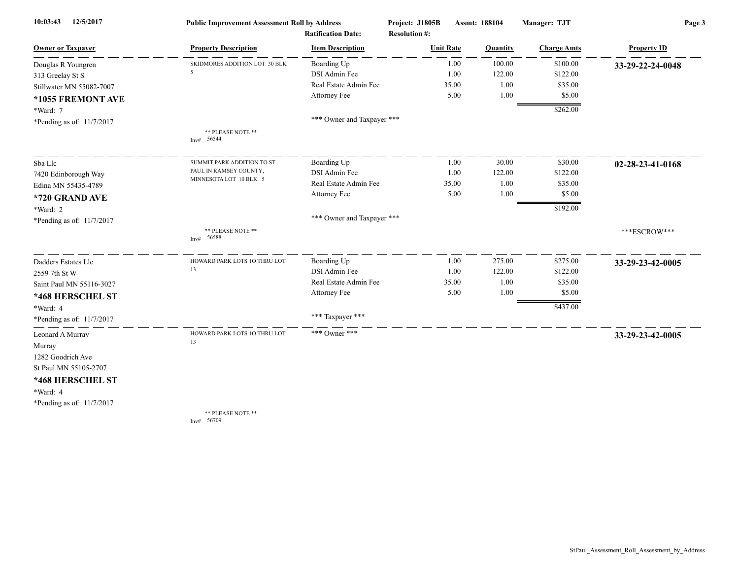| Owner or Taxpayer | Property Description | Item Description | Unit Rate | Quantity | Charge Amts | Property ID |
|---|---|---|---|---|---|---|
| Douglas R Youngren<br>313 Greelay St S<br>Stillwater MN 55082-7007<br>**\*1055 FREMONT AVE**<br>\*Ward: 7<br>\*Pending as of: 11/7/2017 | SKIDMORES ADDITION LOT 30 BLK 5<br>** PLEASE NOTE **<br>Inv# 56544 | Boarding Up<br>DSI Admin Fee<br>Real Estate Admin Fee<br>Attorney Fee<br>*** Owner and Taxpayer *** | 1.00<br>1.00<br>35.00<br>5.00 | 100.00<br>122.00<br>1.00<br>1.00 | $100.00<br>$122.00<br>$35.00<br>$5.00<br>**$262.00** | **33-29-22-24-0048** |
| Sba Llc<br>7420 Edinborough Way<br>Edina MN 55435-4789<br>**\*720 GRAND AVE**<br>\*Ward: 2<br>\*Pending as of: 11/7/2017 | SUMMIT PARK ADDITION TO ST. PAUL IN RAMSEY COUNTY, MINNESOTA LOT 10 BLK 5<br>** PLEASE NOTE **<br>Inv# 56588 | Boarding Up<br>DSI Admin Fee<br>Real Estate Admin Fee<br>Attorney Fee<br>*** Owner and Taxpayer *** | 1.00<br>1.00<br>35.00<br>5.00 | 30.00<br>122.00<br>1.00<br>1.00 | $30.00<br>$122.00<br>$35.00<br>$5.00<br>**$192.00** | **02-28-23-41-0168**<br>***ESCROW*** |
| Dadders Estates Llc<br>2559 7th St W<br>Saint Paul MN 55116-3027<br>**\*468 HERSCHEL ST**<br>\*Ward: 4<br>\*Pending as of: 11/7/2017 | HOWARD PARK LOTS 1O THRU LOT 13 | Boarding Up<br>DSI Admin Fee<br>Real Estate Admin Fee<br>Attorney Fee<br>*** Taxpayer *** | 1.00<br>1.00<br>35.00<br>5.00 | 275.00<br>122.00<br>1.00<br>1.00 | $275.00<br>$122.00<br>$35.00<br>$5.00<br>**$437.00** | **33-29-23-42-0005** |
| Leonard A Murray<br>Murray<br>1282 Goodrich Ave<br>St Paul MN 55105-2707<br>**\*468 HERSCHEL ST**<br>\*Ward: 4<br>\*Pending as of: 11/7/2017 | HOWARD PARK LOTS 1O THRU LOT 13<br>** PLEASE NOTE **<br>Inv# 56709 | *** Owner *** | | | | **33-29-23-42-0005** |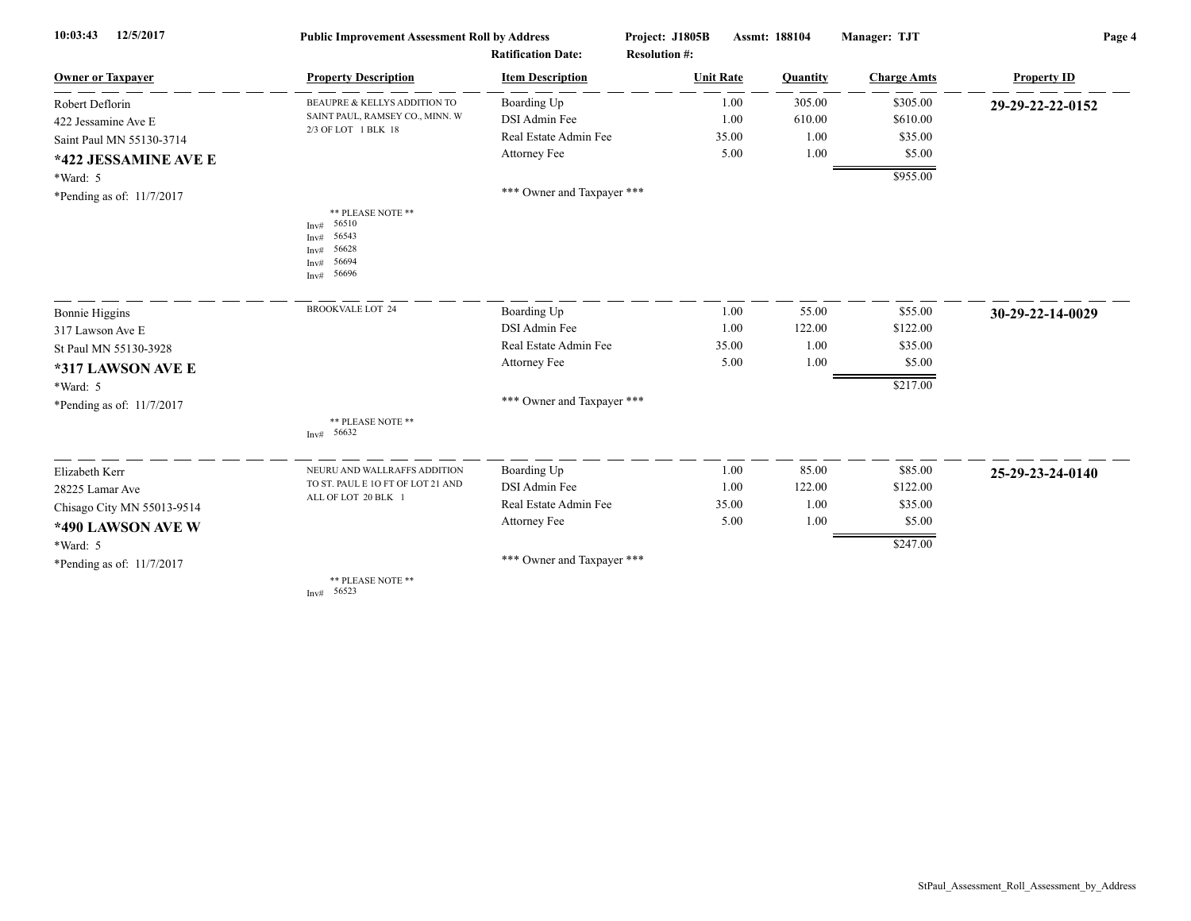10:03:43 12/5/2017 **Public Improvement Assessment Roll by Address** **Project: J1805B** **Assmt: 188104** **Manager: TJT**

**Ratification Date:** **Resolution #:**

| Owner or Taxpayer | Property Description | Item Description | Unit Rate | Quantity | Charge Amts | Property ID |
|---|---|---|---|---|---|---|
| Robert Deflorin | BEAUPRE & KELLYS ADDITION TO SAINT PAUL, RAMSEY CO., MINN. W 2/3 OF LOT 1 BLK 18 | Boarding Up | 1.00 | 305.00 | $305.00 | **29-29-22-22-0152** |
| 422 Jessamine Ave E | | DSI Admin Fee | 1.00 | 610.00 | $610.00 | |
| Saint Paul MN 55130-3714 | | Real Estate Admin Fee | 35.00 | 1.00 | $35.00 | |
| **\*422 JESSAMINE AVE E** | | Attorney Fee | 5.00 | 1.00 | $5.00 | |
| \*Ward: 5 | | | | | $955.00 | |
| \*Pending as of: 11/7/2017 | | \*\*\* Owner and Taxpayer \*\*\* | | | | |
| | \*\* PLEASE NOTE \*\* Inv# 56510 Inv# 56543 Inv# 56628 Inv# 56694 Inv# 56696 | | | | | |
| Bonnie Higgins | BROOKVALE LOT 24 | Boarding Up | 1.00 | 55.00 | $55.00 | **30-29-22-14-0029** |
| 317 Lawson Ave E | | DSI Admin Fee | 1.00 | 122.00 | $122.00 | |
| St Paul MN 55130-3928 | | Real Estate Admin Fee | 35.00 | 1.00 | $35.00 | |
| **\*317 LAWSON AVE E** | | Attorney Fee | 5.00 | 1.00 | $5.00 | |
| \*Ward: 5 | | | | | $217.00 | |
| \*Pending as of: 11/7/2017 | | \*\*\* Owner and Taxpayer \*\*\* | | | | |
| | \*\* PLEASE NOTE \*\* Inv# 56632 | | | | | |
| Elizabeth Kerr | NEURU AND WALLRAFFS ADDITION TO ST. PAUL E 1O FT OF LOT 21 AND ALL OF LOT 20 BLK 1 | Boarding Up | 1.00 | 85.00 | $85.00 | **25-29-23-24-0140** |
| 28225 Lamar Ave | | DSI Admin Fee | 1.00 | 122.00 | $122.00 | |
| Chisago City MN 55013-9514 | | Real Estate Admin Fee | 35.00 | 1.00 | $35.00 | |
| **\*490 LAWSON AVE W** | | Attorney Fee | 5.00 | 1.00 | $5.00 | |
| \*Ward: 5 | | | | | $247.00 | |
| \*Pending as of: 11/7/2017 | | \*\*\* Owner and Taxpayer \*\*\* | | | | |
| | \*\* PLEASE NOTE \*\* Inv# 56523 | | | | | |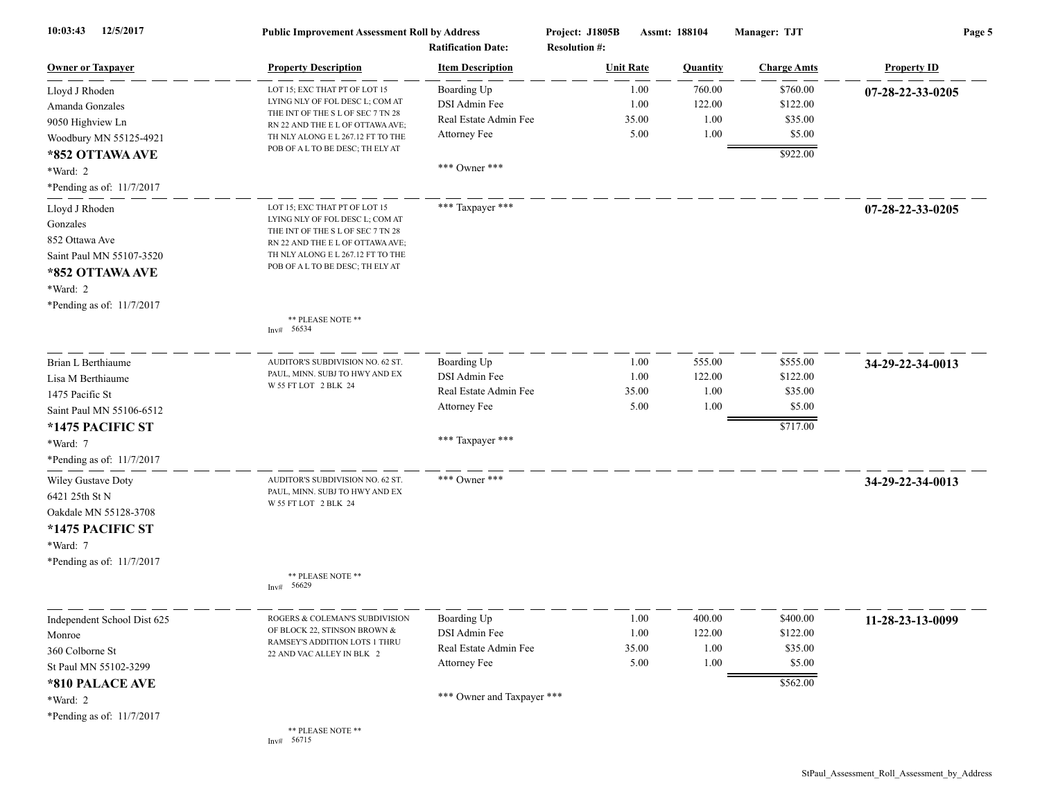10:03:43 12/5/2017 **Public Improvement Assessment Roll by Address** **Project: J1805B** **Assmt: 188104** **Manager: TJT**

**Ratification Date:** **Resolution #:**

| Owner or Taxpayer | Property Description | Item Description | Unit Rate | Quantity | Charge Amts | Property ID |
|---|---|---|---|---|---|---|
| Lloyd J Rhoden<br>Amanda Gonzales<br>9050 Highview Ln<br>Woodbury MN 55125-4921<br>**\*852 OTTAWA AVE**<br>\*Ward: 2<br>\*Pending as of: 11/7/2017 | LOT 15; EXC THAT PT OF LOT 15 LYING NLY OF FOL DESC L; COM AT THE INT OF THE S L OF SEC 7 TN 28 RN 22 AND THE E L OF OTTAWA AVE; TH NLY ALONG E L 267.12 FT TO THE POB OF A L TO BE DESC; TH ELY AT | Boarding Up<br>DSI Admin Fee<br>Real Estate Admin Fee<br>Attorney Fee<br><br>\*\*\* Owner \*\*\* | 1.00<br>1.00<br>35.00<br>5.00 | 760.00<br>122.00<br>1.00<br>1.00 | $760.00<br>$122.00<br>$35.00<br>$5.00<br>$922.00 | **07-28-22-33-0205** |
| Lloyd J Rhoden<br>Gonzales<br>852 Ottawa Ave<br>Saint Paul MN 55107-3520<br>**\*852 OTTAWA AVE**<br>\*Ward: 2<br>\*Pending as of: 11/7/2017 | LOT 15; EXC THAT PT OF LOT 15 LYING NLY OF FOL DESC L; COM AT THE INT OF THE S L OF SEC 7 TN 28 RN 22 AND THE E L OF OTTAWA AVE; TH NLY ALONG E L 267.12 FT TO THE POB OF A L TO BE DESC; TH ELY AT<br><br>\*\* PLEASE NOTE \*\*<br>Inv# 56534 | \*\*\* Taxpayer \*\*\* | | | | **07-28-22-33-0205** |
| Brian L Berthiaume<br>Lisa M Berthiaume<br>1475 Pacific St<br>Saint Paul MN 55106-6512<br>**\*1475 PACIFIC ST**<br>\*Ward: 7<br>\*Pending as of: 11/7/2017 | AUDITOR'S SUBDIVISION NO. 62 ST. PAUL, MINN. SUBJ TO HWY AND EX W 55 FT LOT 2 BLK 24 | Boarding Up<br>DSI Admin Fee<br>Real Estate Admin Fee<br>Attorney Fee<br><br>\*\*\* Taxpayer \*\*\* | 1.00<br>1.00<br>35.00<br>5.00 | 555.00<br>122.00<br>1.00<br>1.00 | $555.00<br>$122.00<br>$35.00<br>$5.00<br>$717.00 | **34-29-22-34-0013** |
| Wiley Gustave Doty<br>6421 25th St N<br>Oakdale MN 55128-3708<br>**\*1475 PACIFIC ST**<br>\*Ward: 7<br>\*Pending as of: 11/7/2017 | AUDITOR'S SUBDIVISION NO. 62 ST. PAUL, MINN. SUBJ TO HWY AND EX W 55 FT LOT 2 BLK 24<br><br>\*\* PLEASE NOTE \*\*<br>Inv# 56629 | \*\*\* Owner \*\*\* | | | | **34-29-22-34-0013** |
| Independent School Dist 625<br>Monroe<br>360 Colborne St<br>St Paul MN 55102-3299<br>**\*810 PALACE AVE**<br>\*Ward: 2<br>\*Pending as of: 11/7/2017 | ROGERS & COLEMAN'S SUBDIVISION OF BLOCK 22, STINSON BROWN & RAMSEY'S ADDITION LOTS 1 THRU 22 AND VAC ALLEY IN BLK 2<br><br>\*\* PLEASE NOTE \*\*<br>Inv# 56715 | Boarding Up<br>DSI Admin Fee<br>Real Estate Admin Fee<br>Attorney Fee<br><br>\*\*\* Owner and Taxpayer \*\*\* | 1.00<br>1.00<br>35.00<br>5.00 | 400.00<br>122.00<br>1.00<br>1.00 | $400.00<br>$122.00<br>$35.00<br>$5.00<br>$562.00 | **11-28-23-13-0099** |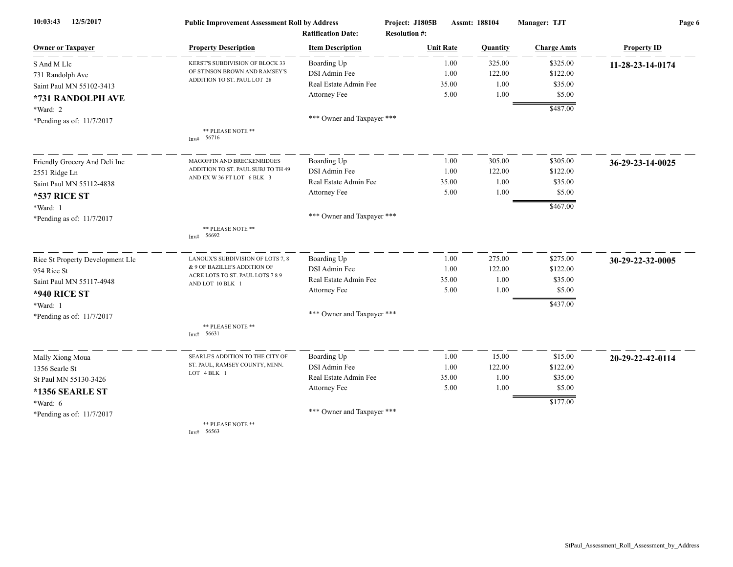**Public Improvement Assessment Roll by Address** | **Project: J1805B** | **Assmt: 188104** | **Manager: TJT**

**Ratification Date:** | **Resolution #:**

| Owner or Taxpayer | Property Description | Item Description | Unit Rate | Quantity | Charge Amts | Property ID |
|---|---|---|---|---|---|---|
| S And M Llc | KERST'S SUBDIVISION OF BLOCK 33 OF STINSON BROWN AND RAMSEY'S ADDITION TO ST. PAUL LOT 28 | Boarding Up | 1.00 | 325.00 | $325.00 | **11-28-23-14-0174** |
| 731 Randolph Ave | | DSI Admin Fee | 1.00 | 122.00 | $122.00 | |
| Saint Paul MN 55102-3413 | | Real Estate Admin Fee | 35.00 | 1.00 | $35.00 | |
| **\*731 RANDOLPH AVE** | | Attorney Fee | 5.00 | 1.00 | $5.00 | |
| \*Ward: 2 | | | | | $487.00 | |
| \*Pending as of: 11/7/2017 | ** PLEASE NOTE ** Inv# 56716 | *** Owner and Taxpayer *** | | | | |
| Friendly Grocery And Deli Inc | MAGOFFIN AND BRECKENRIDGES ADDITION TO ST. PAUL SUBJ TO TH 49 AND EX W 36 FT LOT 6 BLK 3 | Boarding Up | 1.00 | 305.00 | $305.00 | **36-29-23-14-0025** |
| 2551 Ridge Ln | | DSI Admin Fee | 1.00 | 122.00 | $122.00 | |
| Saint Paul MN 55112-4838 | | Real Estate Admin Fee | 35.00 | 1.00 | $35.00 | |
| **\*537 RICE ST** | | Attorney Fee | 5.00 | 1.00 | $5.00 | |
| \*Ward: 1 | | | | | $467.00 | |
| \*Pending as of: 11/7/2017 | ** PLEASE NOTE ** Inv# 56692 | *** Owner and Taxpayer *** | | | | |
| Rice St Property Development Llc | LANOUX'S SUBDIVISION OF LOTS 7, 8 & 9 OF BAZILLE'S ADDITION OF ACRE LOTS TO ST. PAUL LOTS 7 8 9 AND LOT 10 BLK 1 | Boarding Up | 1.00 | 275.00 | $275.00 | **30-29-22-32-0005** |
| 954 Rice St | | DSI Admin Fee | 1.00 | 122.00 | $122.00 | |
| Saint Paul MN 55117-4948 | | Real Estate Admin Fee | 35.00 | 1.00 | $35.00 | |
| **\*940 RICE ST** | | Attorney Fee | 5.00 | 1.00 | $5.00 | |
| \*Ward: 1 | | | | | $437.00 | |
| \*Pending as of: 11/7/2017 | ** PLEASE NOTE ** Inv# 56631 | *** Owner and Taxpayer *** | | | | |
| Mally Xiong Moua | SEARLE'S ADDITION TO THE CITY OF ST. PAUL, RAMSEY COUNTY, MINN. LOT 4 BLK 1 | Boarding Up | 1.00 | 15.00 | $15.00 | **20-29-22-42-0114** |
| 1356 Searle St | | DSI Admin Fee | 1.00 | 122.00 | $122.00 | |
| St Paul MN 55130-3426 | | Real Estate Admin Fee | 35.00 | 1.00 | $35.00 | |
| **\*1356 SEARLE ST** | | Attorney Fee | 5.00 | 1.00 | $5.00 | |
| \*Ward: 6 | | | | | $177.00 | |
| \*Pending as of: 11/7/2017 | ** PLEASE NOTE ** Inv# 56563 | *** Owner and Taxpayer *** | | | | |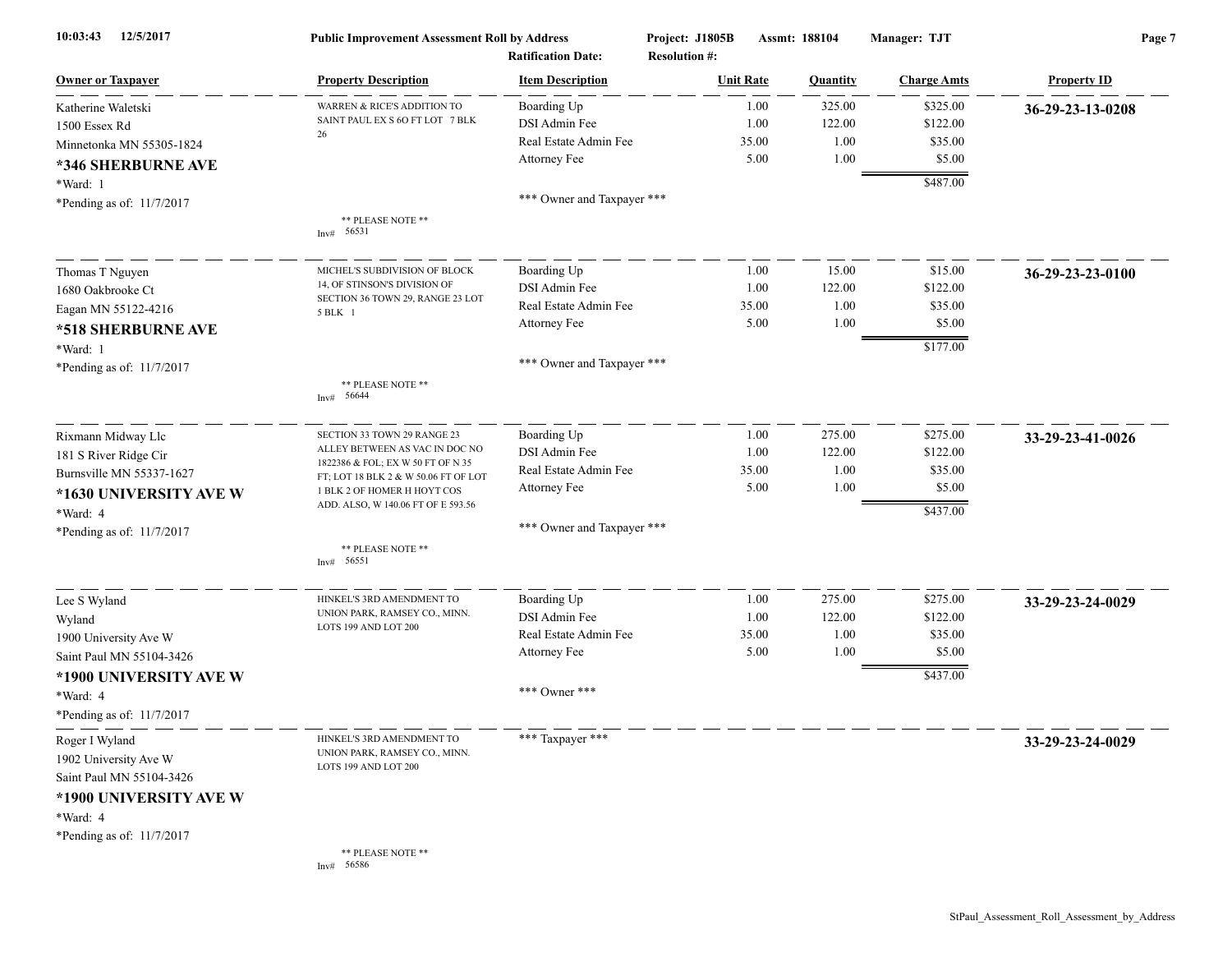**Public Improvement Assessment Roll by Address**

Project: J1805B | Assmt: 188104 | Manager: TJT

Ratification Date: | Resolution #:

| Owner or Taxpayer | Property Description | Item Description | Unit Rate | Quantity | Charge Amts | Property ID |
|---|---|---|---|---|---|---|
| Katherine Waletski<br>1500 Essex Rd<br>Minnetonka MN 55305-1824<br>**\*346 SHERBURNE AVE**<br>\*Ward: 1<br>\*Pending as of: 11/7/2017 | WARREN & RICE'S ADDITION TO SAINT PAUL EX S 6O FT LOT 7 BLK 26<br><br>\*\* PLEASE NOTE \*\*<br>Inv# 56531 | Boarding Up<br>DSI Admin Fee<br>Real Estate Admin Fee<br>Attorney Fee<br><br>\*\*\* Owner and Taxpayer \*\*\* | 1.00<br>1.00<br>35.00<br>5.00 | 325.00<br>122.00<br>1.00<br>1.00 | $325.00<br>$122.00<br>$35.00<br>$5.00<br>$487.00 | **36-29-23-13-0208** |
| Thomas T Nguyen<br>1680 Oakbrooke Ct<br>Eagan MN 55122-4216<br>**\*518 SHERBURNE AVE**<br>\*Ward: 1<br>\*Pending as of: 11/7/2017 | MICHEL'S SUBDIVISION OF BLOCK 14, OF STINSON'S DIVISION OF SECTION 36 TOWN 29, RANGE 23 LOT 5 BLK 1<br><br>\*\* PLEASE NOTE \*\*<br>Inv# 56644 | Boarding Up<br>DSI Admin Fee<br>Real Estate Admin Fee<br>Attorney Fee<br><br>\*\*\* Owner and Taxpayer \*\*\* | 1.00<br>1.00<br>35.00<br>5.00 | 15.00<br>122.00<br>1.00<br>1.00 | $15.00<br>$122.00<br>$35.00<br>$5.00<br>$177.00 | **36-29-23-23-0100** |
| Rixmann Midway Llc<br>181 S River Ridge Cir<br>Burnsville MN 55337-1627<br>**\*1630 UNIVERSITY AVE W**<br>\*Ward: 4<br>\*Pending as of: 11/7/2017 | SECTION 33 TOWN 29 RANGE 23 ALLEY BETWEEN AS VAC IN DOC NO 1822386 & FOL; EX W 50 FT OF N 35 FT; LOT 18 BLK 2 & W 50.06 FT OF LOT 1 BLK 2 OF HOMER H HOYT COS ADD. ALSO, W 140.06 FT OF E 593.56<br><br>\*\* PLEASE NOTE \*\*<br>Inv# 56551 | Boarding Up<br>DSI Admin Fee<br>Real Estate Admin Fee<br>Attorney Fee<br><br>\*\*\* Owner and Taxpayer \*\*\* | 1.00<br>1.00<br>35.00<br>5.00 | 275.00<br>122.00<br>1.00<br>1.00 | $275.00<br>$122.00<br>$35.00<br>$5.00<br>$437.00 | **33-29-23-41-0026** |
| Lee S Wyland<br>Wyland<br>1900 University Ave W<br>Saint Paul MN 55104-3426<br>**\*1900 UNIVERSITY AVE W**<br>\*Ward: 4<br>\*Pending as of: 11/7/2017 | HINKEL'S 3RD AMENDMENT TO UNION PARK, RAMSEY CO., MINN. LOTS 199 AND LOT 200 | Boarding Up<br>DSI Admin Fee<br>Real Estate Admin Fee<br>Attorney Fee<br><br>\*\*\* Owner \*\*\* | 1.00<br>1.00<br>35.00<br>5.00 | 275.00<br>122.00<br>1.00<br>1.00 | $275.00<br>$122.00<br>$35.00<br>$5.00<br>$437.00 | **33-29-23-24-0029** |
| Roger I Wyland<br>1902 University Ave W<br>Saint Paul MN 55104-3426<br>**\*1900 UNIVERSITY AVE W**<br>\*Ward: 4<br>\*Pending as of: 11/7/2017 | HINKEL'S 3RD AMENDMENT TO UNION PARK, RAMSEY CO., MINN. LOTS 199 AND LOT 200<br><br>\*\* PLEASE NOTE \*\*<br>Inv# 56586 | \*\*\* Taxpayer \*\*\* | | | | **33-29-23-24-0029** |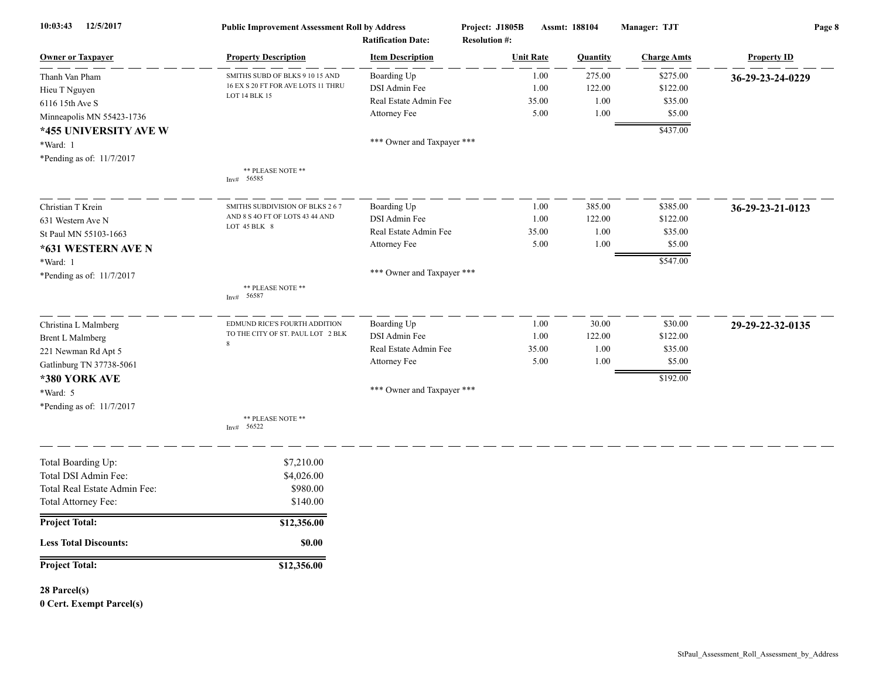| Owner or Taxpayer | Property Description | Item Description | Unit Rate | Quantity | Charge Amts | Property ID |
|---|---|---|---|---|---|---|
| Thanh Van Pham<br>Hieu T Nguyen<br>6116 15th Ave S<br>Minneapolis MN 55423-1736<br>**\*455 UNIVERSITY AVE W**<br>\*Ward: 1<br>\*Pending as of: 11/7/2017 | SMITHS SUBD OF BLKS 9 10 15 AND 16 EX S 20 FT FOR AVE LOTS 11 THRU LOT 14 BLK 15<br>** PLEASE NOTE **<br>Inv# 56585 | Boarding Up | 1.00 | 275.00 | $275.00 | **36-29-23-24-0229** |
| | | DSI Admin Fee | 1.00 | 122.00 | $122.00 | |
| | | Real Estate Admin Fee | 35.00 | 1.00 | $35.00 | |
| | | Attorney Fee | 5.00 | 1.00 | $5.00 | |
| | | | | | $437.00 | |
| | | *** Owner and Taxpayer *** | | | | |
| Christian T Krein<br>631 Western Ave N<br>St Paul MN 55103-1663<br>**\*631 WESTERN AVE N**<br>\*Ward: 1<br>\*Pending as of: 11/7/2017 | SMITHS SUBDIVISION OF BLKS 2 6 7 AND 8 S 4O FT OF LOTS 43 44 AND LOT 45 BLK 8<br>** PLEASE NOTE **<br>Inv# 56587 | Boarding Up | 1.00 | 385.00 | $385.00 | **36-29-23-21-0123** |
| | | DSI Admin Fee | 1.00 | 122.00 | $122.00 | |
| | | Real Estate Admin Fee | 35.00 | 1.00 | $35.00 | |
| | | Attorney Fee | 5.00 | 1.00 | $5.00 | |
| | | | | | $547.00 | |
| | | *** Owner and Taxpayer *** | | | | |
| Christina L Malmberg<br>Brent L Malmberg<br>221 Newman Rd Apt 5<br>Gatlinburg TN 37738-5061<br>**\*380 YORK AVE**<br>\*Ward: 5<br>\*Pending as of: 11/7/2017 | EDMUND RICE'S FOURTH ADDITION TO THE CITY OF ST. PAUL LOT 2 BLK 8<br>** PLEASE NOTE **<br>Inv# 56522 | Boarding Up | 1.00 | 30.00 | $30.00 | **29-29-22-32-0135** |
| | | DSI Admin Fee | 1.00 | 122.00 | $122.00 | |
| | | Real Estate Admin Fee | 35.00 | 1.00 | $35.00 | |
| | | Attorney Fee | 5.00 | 1.00 | $5.00 | |
| | | | | | $192.00 | |
| | | *** Owner and Taxpayer *** | | | | |

| | |
|---|---|
| Total Boarding Up: | $7,210.00 |
| Total DSI Admin Fee: | $4,026.00 |
| Total Real Estate Admin Fee: | $980.00 |
| Total Attorney Fee: | $140.00 |
| **Project Total:** | **$12,356.00** |
| **Less Total Discounts:** | **$0.00** |
| **Project Total:** | **$12,356.00** |

**28 Parcel(s)**
**0 Cert. Exempt Parcel(s)**